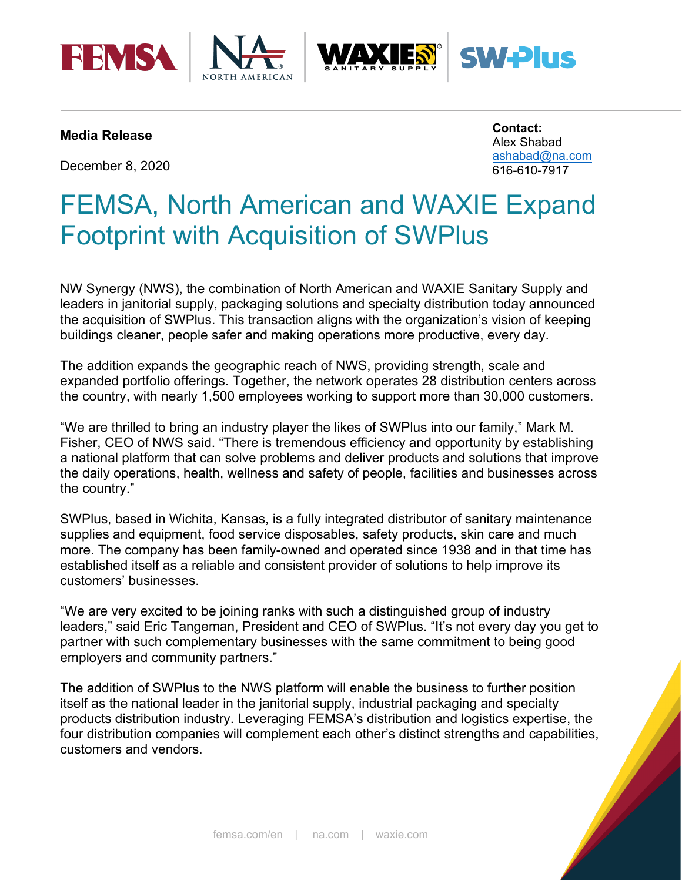**Media Release**

December 8, 2020

**Contact:**
Alex Shabad
ashabad@na.com
616-610-7917

# FEMSA, North American and WAXIE Expand Footprint with Acquisition of SWPlus

NW Synergy (NWS), the combination of North American and WAXIE Sanitary Supply and leaders in janitorial supply, packaging solutions and specialty distribution today announced the acquisition of SWPlus. This transaction aligns with the organization's vision of keeping buildings cleaner, people safer and making operations more productive, every day.

The addition expands the geographic reach of NWS, providing strength, scale and expanded portfolio offerings. Together, the network operates 28 distribution centers across the country, with nearly 1,500 employees working to support more than 30,000 customers.

"We are thrilled to bring an industry player the likes of SWPlus into our family," Mark M. Fisher, CEO of NWS said. "There is tremendous efficiency and opportunity by establishing a national platform that can solve problems and deliver products and solutions that improve the daily operations, health, wellness and safety of people, facilities and businesses across the country."

SWPlus, based in Wichita, Kansas, is a fully integrated distributor of sanitary maintenance supplies and equipment, food service disposables, safety products, skin care and much more. The company has been family-owned and operated since 1938 and in that time has established itself as a reliable and consistent provider of solutions to help improve its customers' businesses.

"We are very excited to be joining ranks with such a distinguished group of industry leaders," said Eric Tangeman, President and CEO of SWPlus. "It's not every day you get to partner with such complementary businesses with the same commitment to being good employers and community partners."

The addition of SWPlus to the NWS platform will enable the business to further position itself as the national leader in the janitorial supply, industrial packaging and specialty products distribution industry. Leveraging FEMSA's distribution and logistics expertise, the four distribution companies will complement each other's distinct strengths and capabilities, customers and vendors.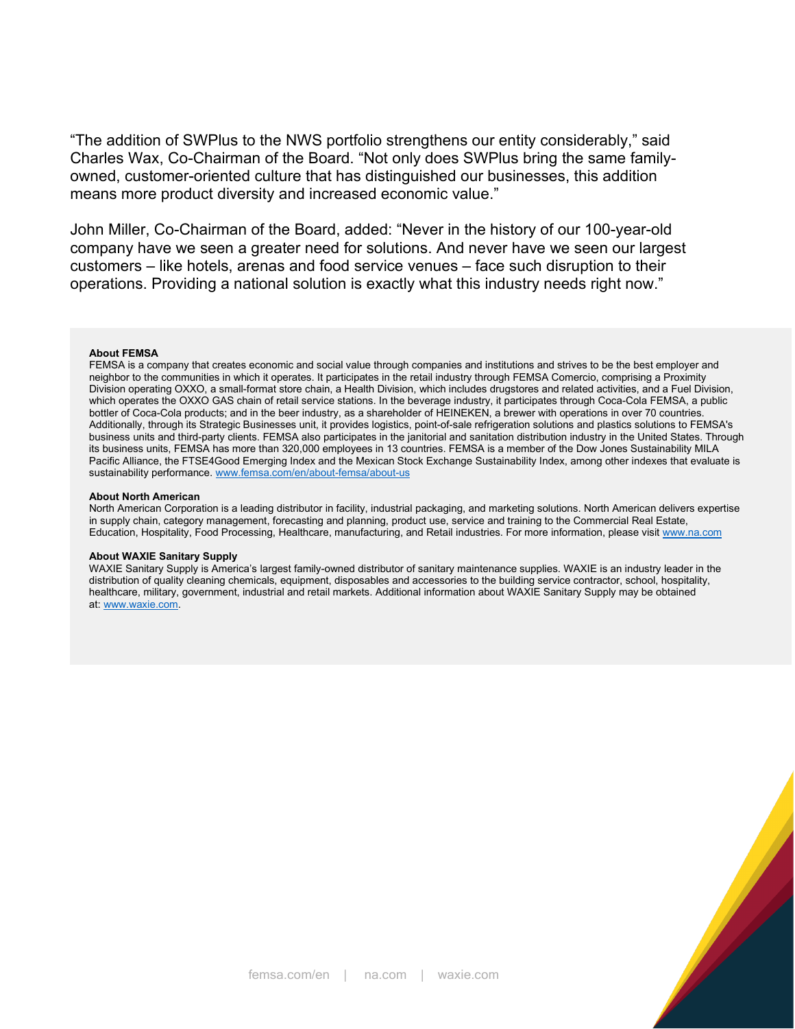"The addition of SWPlus to the NWS portfolio strengthens our entity considerably," said Charles Wax, Co-Chairman of the Board. "Not only does SWPlus bring the same family-owned, customer-oriented culture that has distinguished our businesses, this addition means more product diversity and increased economic value."

John Miller, Co-Chairman of the Board, added: "Never in the history of our 100-year-old company have we seen a greater need for solutions. And never have we seen our largest customers – like hotels, arenas and food service venues – face such disruption to their operations. Providing a national solution is exactly what this industry needs right now."

**About FEMSA**
FEMSA is a company that creates economic and social value through companies and institutions and strives to be the best employer and neighbor to the communities in which it operates. It participates in the retail industry through FEMSA Comercio, comprising a Proximity Division operating OXXO, a small-format store chain, a Health Division, which includes drugstores and related activities, and a Fuel Division, which operates the OXXO GAS chain of retail service stations. In the beverage industry, it participates through Coca-Cola FEMSA, a public bottler of Coca-Cola products; and in the beer industry, as a shareholder of HEINEKEN, a brewer with operations in over 70 countries. Additionally, through its Strategic Businesses unit, it provides logistics, point-of-sale refrigeration solutions and plastics solutions to FEMSA's business units and third-party clients. FEMSA also participates in the janitorial and sanitation distribution industry in the United States. Through its business units, FEMSA has more than 320,000 employees in 13 countries. FEMSA is a member of the Dow Jones Sustainability MILA Pacific Alliance, the FTSE4Good Emerging Index and the Mexican Stock Exchange Sustainability Index, among other indexes that evaluate is sustainability performance. www.femsa.com/en/about-femsa/about-us

**About North American**
North American Corporation is a leading distributor in facility, industrial packaging, and marketing solutions. North American delivers expertise in supply chain, category management, forecasting and planning, product use, service and training to the Commercial Real Estate, Education, Hospitality, Food Processing, Healthcare, manufacturing, and Retail industries. For more information, please visit www.na.com

**About WAXIE Sanitary Supply**
WAXIE Sanitary Supply is America's largest family-owned distributor of sanitary maintenance supplies. WAXIE is an industry leader in the distribution of quality cleaning chemicals, equipment, disposables and accessories to the building service contractor, school, hospitality, healthcare, military, government, industrial and retail markets. Additional information about WAXIE Sanitary Supply may be obtained at: www.waxie.com.

femsa.com/en | na.com | waxie.com